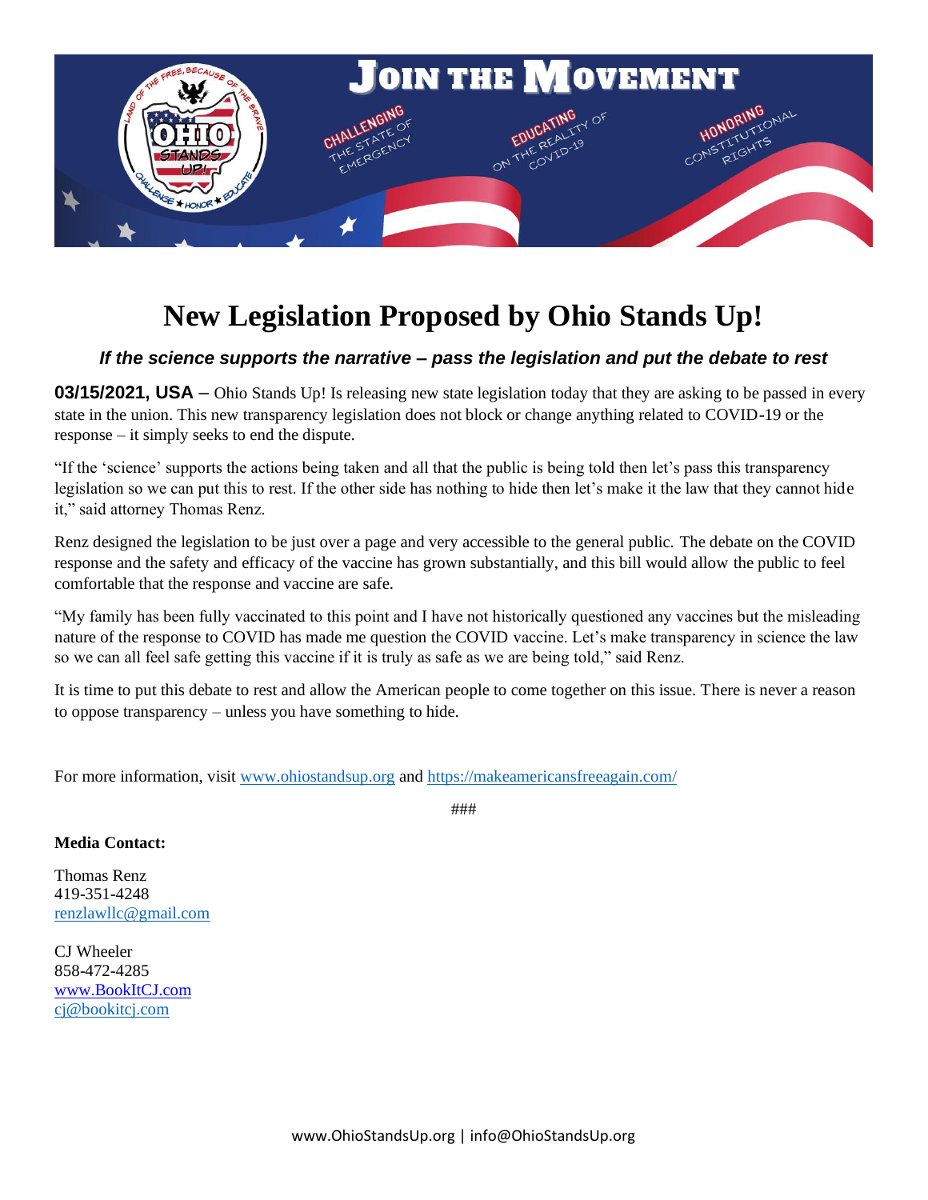# New Legislation Proposed by Ohio Stands Up!

***If the science supports the narrative – pass the legislation and put the debate to rest***

**03/15/2021, USA** – Ohio Stands Up! Is releasing new state legislation today that they are asking to be passed in every state in the union. This new transparency legislation does not block or change anything related to COVID-19 or the response – it simply seeks to end the dispute.

"If the 'science' supports the actions being taken and all that the public is being told then let's pass this transparency legislation so we can put this to rest. If the other side has nothing to hide then let's make it the law that they cannot hide it," said attorney Thomas Renz.

Renz designed the legislation to be just over a page and very accessible to the general public. The debate on the COVID response and the safety and efficacy of the vaccine has grown substantially, and this bill would allow the public to feel comfortable that the response and vaccine are safe.

"My family has been fully vaccinated to this point and I have not historically questioned any vaccines but the misleading nature of the response to COVID has made me question the COVID vaccine. Let's make transparency in science the law so we can all feel safe getting this vaccine if it is truly as safe as we are being told," said Renz.

It is time to put this debate to rest and allow the American people to come together on this issue. There is never a reason to oppose transparency – unless you have something to hide.

For more information, visit [www.ohiostandsup.org](www.ohiostandsup.org) and [https://makeamericansfreeagain.com/](https://makeamericansfreeagain.com/)

###

**Media Contact:**

Thomas Renz
419-351-4248
renzlawllc@gmail.com

CJ Wheeler
858-472-4285
www.BookItCJ.com
cj@bookitcj.com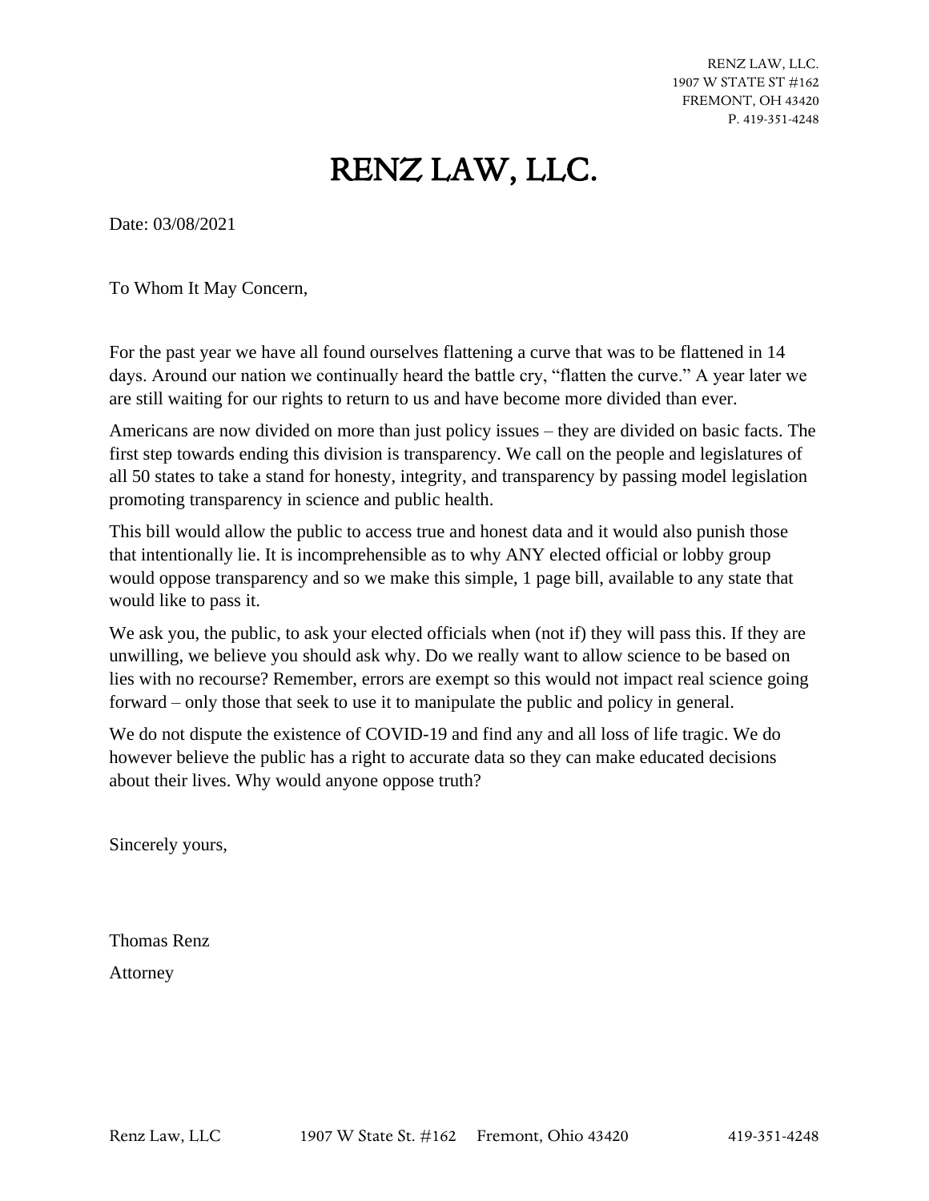RENZ LAW, LLC.
1907 W STATE ST #162
FREMONT, OH 43420
P. 419-351-4248

# RENZ LAW, LLC.

Date: 03/08/2021

To Whom It May Concern,

For the past year we have all found ourselves flattening a curve that was to be flattened in 14 days. Around our nation we continually heard the battle cry, "flatten the curve." A year later we are still waiting for our rights to return to us and have become more divided than ever.

Americans are now divided on more than just policy issues – they are divided on basic facts. The first step towards ending this division is transparency. We call on the people and legislatures of all 50 states to take a stand for honesty, integrity, and transparency by passing model legislation promoting transparency in science and public health.

This bill would allow the public to access true and honest data and it would also punish those that intentionally lie. It is incomprehensible as to why ANY elected official or lobby group would oppose transparency and so we make this simple, 1 page bill, available to any state that would like to pass it.

We ask you, the public, to ask your elected officials when (not if) they will pass this. If they are unwilling, we believe you should ask why. Do we really want to allow science to be based on lies with no recourse? Remember, errors are exempt so this would not impact real science going forward – only those that seek to use it to manipulate the public and policy in general.

We do not dispute the existence of COVID-19 and find any and all loss of life tragic. We do however believe the public has a right to accurate data so they can make educated decisions about their lives. Why would anyone oppose truth?

Sincerely yours,

Thomas Renz

Attorney

Renz Law, LLC 1907 W State St. #162 Fremont, Ohio 43420 419-351-4248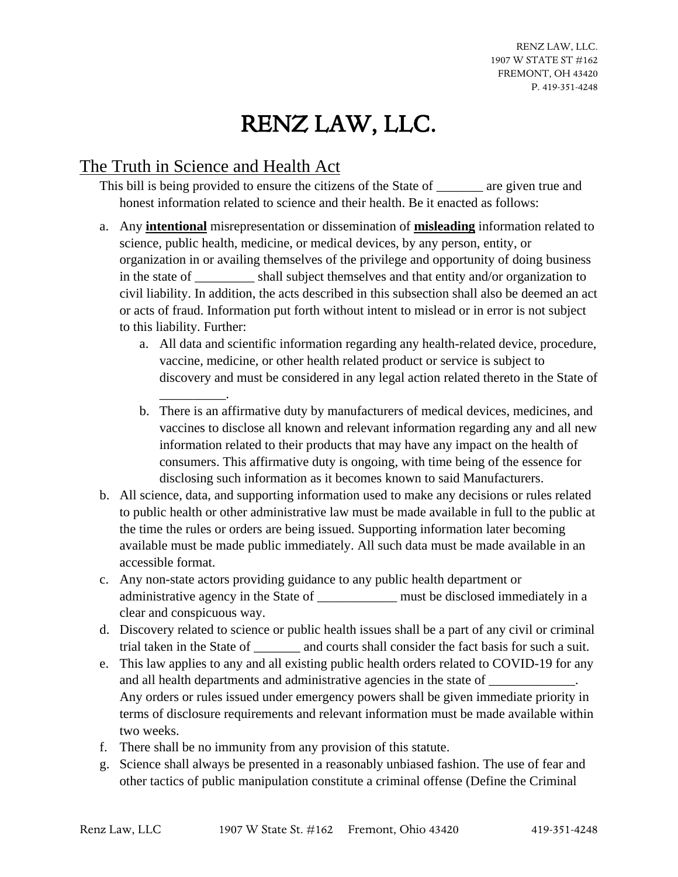# RENZ LAW, LLC.

RENZ LAW, LLC.
1907 W STATE ST #162
FREMONT, OH 43420
P. 419-351-4248

## The Truth in Science and Health Act

This bill is being provided to ensure the citizens of the State of _______ are given true and honest information related to science and their health. Be it enacted as follows:

a. Any **intentional** misrepresentation or dissemination of **misleading** information related to science, public health, medicine, or medical devices, by any person, entity, or organization in or availing themselves of the privilege and opportunity of doing business in the state of _________ shall subject themselves and that entity and/or organization to civil liability. In addition, the acts described in this subsection shall also be deemed an act or acts of fraud. Information put forth without intent to mislead or in error is not subject to this liability. Further:
   a. All data and scientific information regarding any health-related device, procedure, vaccine, medicine, or other health related product or service is subject to discovery and must be considered in any legal action related thereto in the State of __________.
   b. There is an affirmative duty by manufacturers of medical devices, medicines, and vaccines to disclose all known and relevant information regarding any and all new information related to their products that may have any impact on the health of consumers. This affirmative duty is ongoing, with time being of the essence for disclosing such information as it becomes known to said Manufacturers.

b. All science, data, and supporting information used to make any decisions or rules related to public health or other administrative law must be made available in full to the public at the time the rules or orders are being issued. Supporting information later becoming available must be made public immediately. All such data must be made available in an accessible format.

c. Any non-state actors providing guidance to any public health department or administrative agency in the State of ____________ must be disclosed immediately in a clear and conspicuous way.

d. Discovery related to science or public health issues shall be a part of any civil or criminal trial taken in the State of _______ and courts shall consider the fact basis for such a suit.

e. This law applies to any and all existing public health orders related to COVID-19 for any and all health departments and administrative agencies in the state of _____________. Any orders or rules issued under emergency powers shall be given immediate priority in terms of disclosure requirements and relevant information must be made available within two weeks.

f. There shall be no immunity from any provision of this statute.

g. Science shall always be presented in a reasonably unbiased fashion. The use of fear and other tactics of public manipulation constitute a criminal offense (Define the Criminal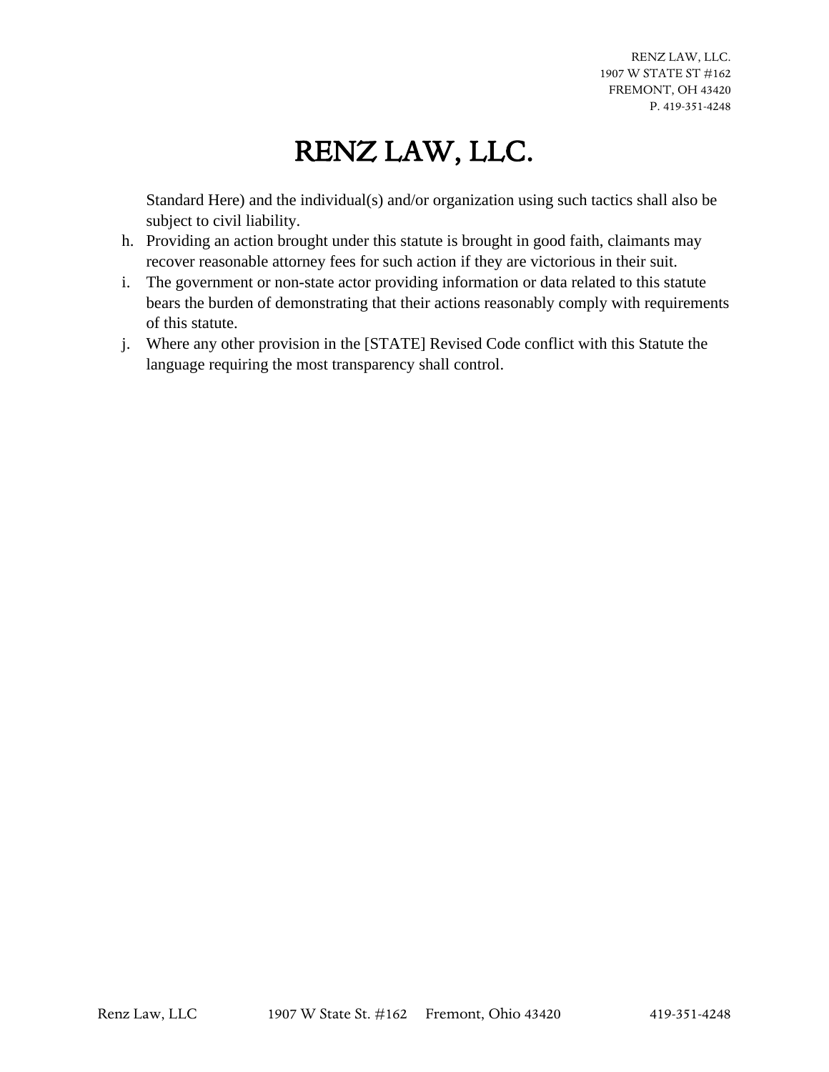Standard Here) and the individual(s) and/or organization using such tactics shall also be subject to civil liability.

h. Providing an action brought under this statute is brought in good faith, claimants may recover reasonable attorney fees for such action if they are victorious in their suit.

i. The government or non-state actor providing information or data related to this statute bears the burden of demonstrating that their actions reasonably comply with requirements of this statute.

j. Where any other provision in the [STATE] Revised Code conflict with this Statute the language requiring the most transparency shall control.